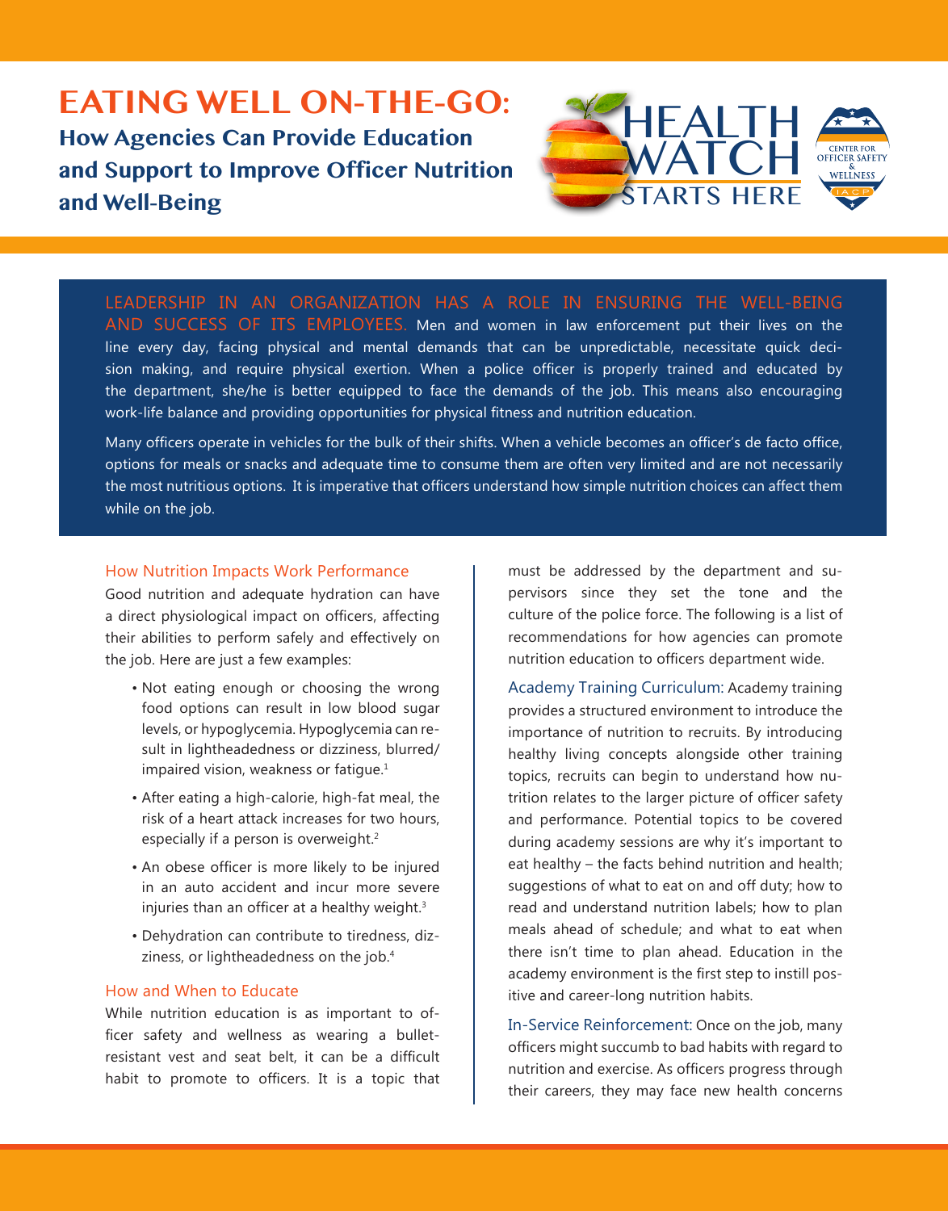# EATING WELL ON-THE-GO:

## How Agencies Can Provide Education and Support to Improve Officer Nutrition and Well-Being

HEALTH WATCH STARTS HERE

CENTER FOR OFFICER SAFETY & WELLNESS IACP

LEADERSHIP IN AN ORGANIZATION HAS A ROLE IN ENSURING THE WELL-BEING AND SUCCESS OF ITS EMPLOYEES. Men and women in law enforcement put their lives on the line every day, facing physical and mental demands that can be unpredictable, necessitate quick decision making, and require physical exertion. When a police officer is properly trained and educated by the department, she/he is better equipped to face the demands of the job. This means also encouraging work-life balance and providing opportunities for physical fitness and nutrition education.

Many officers operate in vehicles for the bulk of their shifts. When a vehicle becomes an officer's de facto office, options for meals or snacks and adequate time to consume them are often very limited and are not necessarily the most nutritious options. It is imperative that officers understand how simple nutrition choices can affect them while on the job.

### How Nutrition Impacts Work Performance

Good nutrition and adequate hydration can have a direct physiological impact on officers, affecting their abilities to perform safely and effectively on the job. Here are just a few examples:

- Not eating enough or choosing the wrong food options can result in low blood sugar levels, or hypoglycemia. Hypoglycemia can result in lightheadedness or dizziness, blurred/impaired vision, weakness or fatigue.[1]
- After eating a high-calorie, high-fat meal, the risk of a heart attack increases for two hours, especially if a person is overweight.[2]
- An obese officer is more likely to be injured in an auto accident and incur more severe injuries than an officer at a healthy weight.[3]
- Dehydration can contribute to tiredness, dizziness, or lightheadedness on the job.[4]

### How and When to Educate

While nutrition education is as important to officer safety and wellness as wearing a bullet-resistant vest and seat belt, it can be a difficult habit to promote to officers. It is a topic that must be addressed by the department and supervisors since they set the tone and the culture of the police force. The following is a list of recommendations for how agencies can promote nutrition education to officers department wide.

Academy Training Curriculum: Academy training provides a structured environment to introduce the importance of nutrition to recruits. By introducing healthy living concepts alongside other training topics, recruits can begin to understand how nutrition relates to the larger picture of officer safety and performance. Potential topics to be covered during academy sessions are why it's important to eat healthy – the facts behind nutrition and health; suggestions of what to eat on and off duty; how to read and understand nutrition labels; how to plan meals ahead of schedule; and what to eat when there isn't time to plan ahead. Education in the academy environment is the first step to instill positive and career-long nutrition habits.

In-Service Reinforcement: Once on the job, many officers might succumb to bad habits with regard to nutrition and exercise. As officers progress through their careers, they may face new health concerns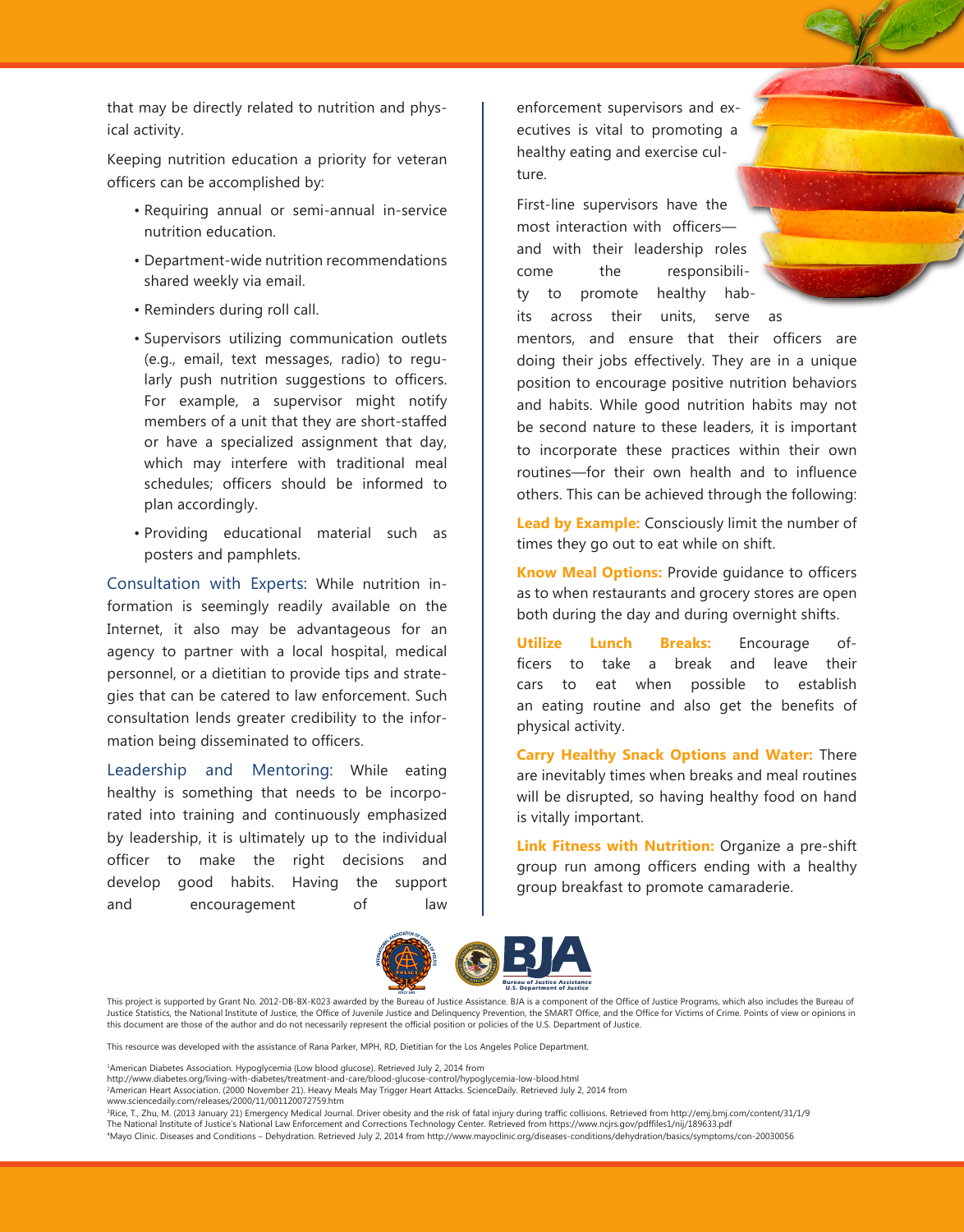that may be directly related to nutrition and physical activity.

Keeping nutrition education a priority for veteran officers can be accomplished by:

- Requiring annual or semi-annual in-service nutrition education.
- Department-wide nutrition recommendations shared weekly via email.
- Reminders during roll call.
- Supervisors utilizing communication outlets (e.g., email, text messages, radio) to regularly push nutrition suggestions to officers. For example, a supervisor might notify members of a unit that they are short-staffed or have a specialized assignment that day, which may interfere with traditional meal schedules; officers should be informed to plan accordingly.
- Providing educational material such as posters and pamphlets.

Consultation with Experts: While nutrition information is seemingly readily available on the Internet, it also may be advantageous for an agency to partner with a local hospital, medical personnel, or a dietitian to provide tips and strategies that can be catered to law enforcement. Such consultation lends greater credibility to the information being disseminated to officers.

Leadership and Mentoring: While eating healthy is something that needs to be incorporated into training and continuously emphasized by leadership, it is ultimately up to the individual officer to make the right decisions and develop good habits. Having the support and encouragement of law enforcement supervisors and executives is vital to promoting a healthy eating and exercise culture.

First-line supervisors have the most interaction with officers—and with their leadership roles come the responsibility to promote healthy habits across their units, serve as mentors, and ensure that their officers are doing their jobs effectively. They are in a unique position to encourage positive nutrition behaviors and habits. While good nutrition habits may not be second nature to these leaders, it is important to incorporate these practices within their own routines—for their own health and to influence others. This can be achieved through the following:

**Lead by Example:** Consciously limit the number of times they go out to eat while on shift.

**Know Meal Options:** Provide guidance to officers as to when restaurants and grocery stores are open both during the day and during overnight shifts.

**Utilize Lunch Breaks:** Encourage officers to take a break and leave their cars to eat when possible to establish an eating routine and also get the benefits of physical activity.

**Carry Healthy Snack Options and Water:** There are inevitably times when breaks and meal routines will be disrupted, so having healthy food on hand is vitally important.

**Link Fitness with Nutrition:** Organize a pre-shift group run among officers ending with a healthy group breakfast to promote camaraderie.

This project is supported by Grant No. 2012-DB-BX-K023 awarded by the Bureau of Justice Assistance. BJA is a component of the Office of Justice Programs, which also includes the Bureau of Justice Statistics, the National Institute of Justice, the Office of Juvenile Justice and Delinquency Prevention, the SMART Office, and the Office for Victims of Crime. Points of view or opinions in this document are those of the author and do not necessarily represent the official position or policies of the U.S. Department of Justice.

This resource was developed with the assistance of Rana Parker, MPH, RD, Dietitian for the Los Angeles Police Department.

[1]American Diabetes Association. Hypoglycemia (Low blood glucose). Retrieved July 2, 2014 from http://www.diabetes.org/living-with-diabetes/treatment-and-care/blood-glucose-control/hypoglycemia-low-blood.html

[2]American Heart Association. (2000 November 21). Heavy Meals May Trigger Heart Attacks. ScienceDaily. Retrieved July 2, 2014 from www.sciencedaily.com/releases/2000/11/001120072759.htm

[3]Rice, T., Zhu, M. (2013 January 21) Emergency Medical Journal. Driver obesity and the risk of fatal injury during traffic collisions. Retrieved from http://emj.bmj.com/content/31/1/9 The National Institute of Justice's National Law Enforcement and Corrections Technology Center. Retrieved from https://www.ncjrs.gov/pdffiles1/nij/189633.pdf

[4]Mayo Clinic. Diseases and Conditions – Dehydration. Retrieved July 2, 2014 from http://www.mayoclinic.org/diseases-conditions/dehydration/basics/symptoms/con-20030056